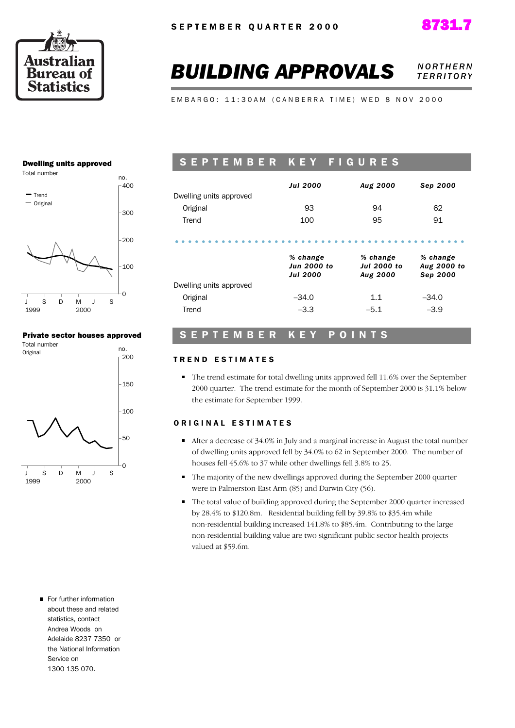SEPTEMBER QUARTER 2000

8731.7

# BUILDING APPROVALS

*NORTHERN TERRITORY*

EMBARGO: 11:30AM (CANBERRA TIME) WED 8 NOV 2000

**Dwelling units approved**

Total number

**Private sector houses approved**

Total number

Original

## SEPTEMBER KEY FIGURES

| | *Jul 2000* | *Aug 2000* | *Sep 2000* |
|---|---|---|---|
| Dwelling units approved | | | |
| Original | 93 | 94 | 62 |
| Trend | 100 | 95 | 91 |

| | *% change Jun 2000 to Jul 2000* | *% change Jul 2000 to Aug 2000* | *% change Aug 2000 to Sep 2000* |
|---|---|---|---|
| Dwelling units approved | | | |
| Original | –34.0 | 1.1 | –34.0 |
| Trend | –3.3 | –5.1 | –3.9 |

## SEPTEMBER KEY POINTS

### TREND ESTIMATES

- The trend estimate for total dwelling units approved fell 11.6% over the September 2000 quarter. The trend estimate for the month of September 2000 is 31.1% below the estimate for September 1999.

### ORIGINAL ESTIMATES

- After a decrease of 34.0% in July and a marginal increase in August the total number of dwelling units approved fell by 34.0% to 62 in September 2000. The number of houses fell 45.6% to 37 while other dwellings fell 3.8% to 25.
- The majority of the new dwellings approved during the September 2000 quarter were in Palmerston-East Arm (85) and Darwin City (56).
- The total value of building approved during the September 2000 quarter increased by 28.4% to $120.8m. Residential building fell by 39.8% to $35.4m while non-residential building increased 141.8% to $85.4m. Contributing to the large non-residential building value are two significant public sector health projects valued at $59.6m.

- For further information about these and related statistics, contact Andrea Woods on Adelaide 8237 7350 or the National Information Service on 1300 135 070.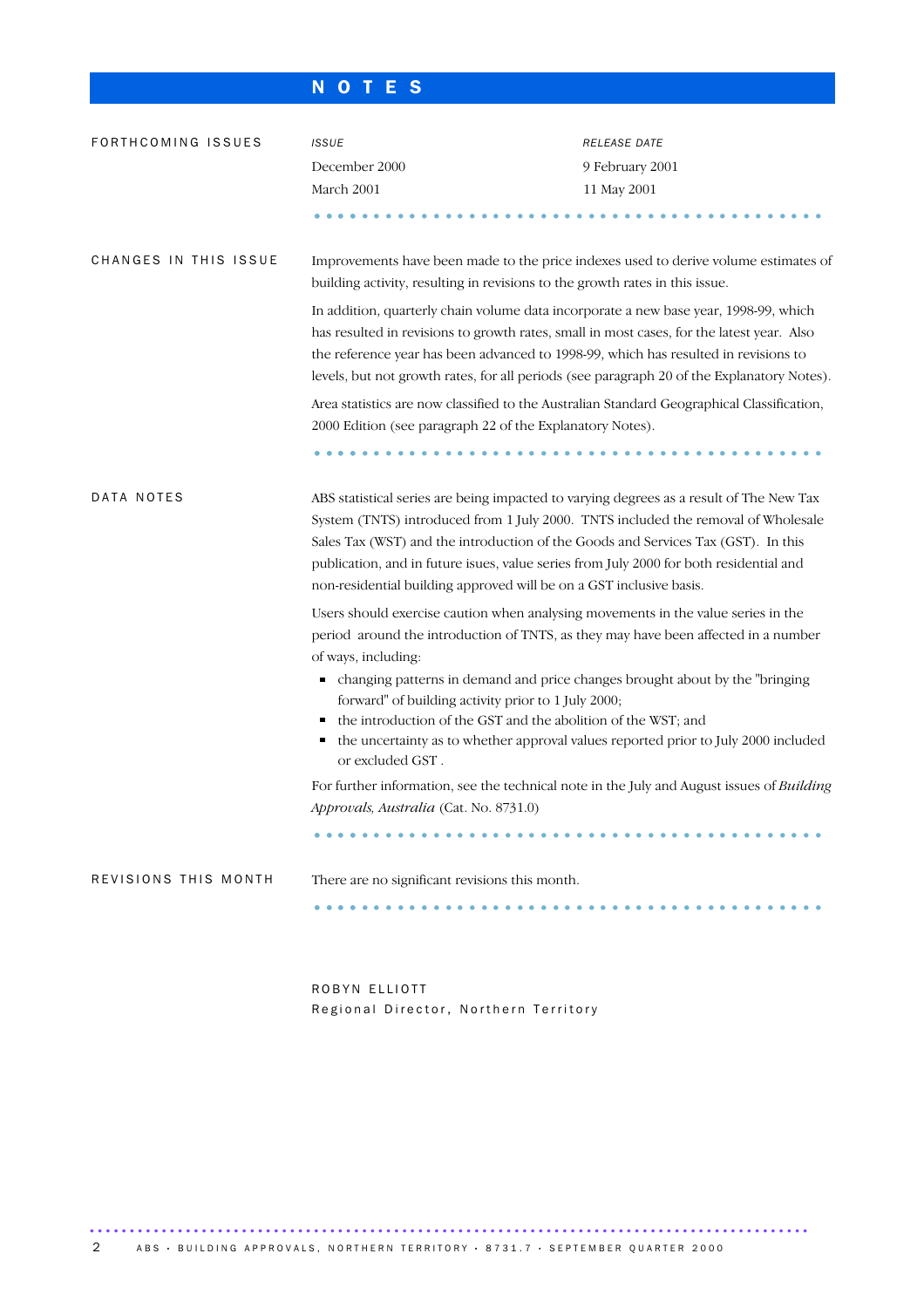# NOTES

## FORTHCOMING ISSUES

| *ISSUE* | *RELEASE DATE* |
| --- | --- |
| December 2000 | 9 February 2001 |
| March 2001 | 11 May 2001 |

## CHANGES IN THIS ISSUE

Improvements have been made to the price indexes used to derive volume estimates of building activity, resulting in revisions to the growth rates in this issue.

In addition, quarterly chain volume data incorporate a new base year, 1998-99, which has resulted in revisions to growth rates, small in most cases, for the latest year. Also the reference year has been advanced to 1998-99, which has resulted in revisions to levels, but not growth rates, for all periods (see paragraph 20 of the Explanatory Notes).

Area statistics are now classified to the Australian Standard Geographical Classification, 2000 Edition (see paragraph 22 of the Explanatory Notes).

## DATA NOTES

ABS statistical series are being impacted to varying degrees as a result of The New Tax System (TNTS) introduced from 1 July 2000. TNTS included the removal of Wholesale Sales Tax (WST) and the introduction of the Goods and Services Tax (GST). In this publication, and in future isues, value series from July 2000 for both residential and non-residential building approved will be on a GST inclusive basis.

Users should exercise caution when analysing movements in the value series in the period around the introduction of TNTS, as they may have been affected in a number of ways, including:

- changing patterns in demand and price changes brought about by the "bringing forward" of building activity prior to 1 July 2000;
- the introduction of the GST and the abolition of the WST; and
- the uncertainty as to whether approval values reported prior to July 2000 included or excluded GST .

For further information, see the technical note in the July and August issues of *Building Approvals, Australia* (Cat. No. 8731.0)

## REVISIONS THIS MONTH

There are no significant revisions this month.

ROBYN ELLIOTT
Regional Director, Northern Territory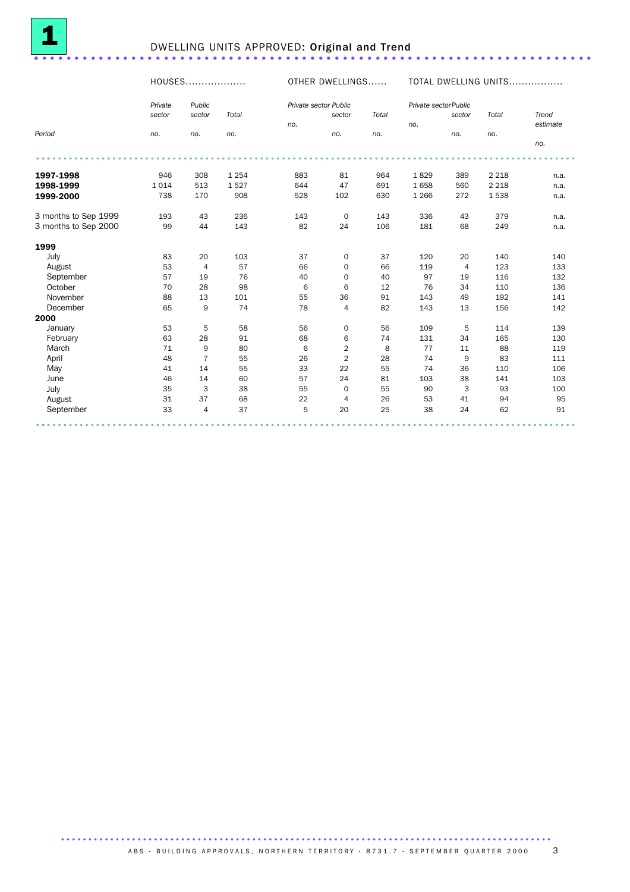# 1 DWELLING UNITS APPROVED: Original and Trend

| Period | HOUSES | | | OTHER DWELLINGS | | | TOTAL DWELLING UNITS | | | |
|---|---|---|---|---|---|---|---|---|---|---|
| | *Private sector* | *Public sector* | *Total* | *Private sector* | *Public sector* | *Total* | *Private sector* | *Public sector* | *Total* | *Trend estimate* |
| | *no.* | *no.* | *no.* | *no.* | *no.* | *no.* | *no.* | *no.* | *no.* | *no.* |
| **1997-1998** | 946 | 308 | 1 254 | 883 | 81 | 964 | 1 829 | 389 | 2 218 | n.a. |
| **1998-1999** | 1 014 | 513 | 1 527 | 644 | 47 | 691 | 1 658 | 560 | 2 218 | n.a. |
| **1999-2000** | 738 | 170 | 908 | 528 | 102 | 630 | 1 266 | 272 | 1 538 | n.a. |
| 3 months to Sep 1999 | 193 | 43 | 236 | 143 | 0 | 143 | 336 | 43 | 379 | n.a. |
| 3 months to Sep 2000 | 99 | 44 | 143 | 82 | 24 | 106 | 181 | 68 | 249 | n.a. |
| **1999** | | | | | | | | | | |
| July | 83 | 20 | 103 | 37 | 0 | 37 | 120 | 20 | 140 | 140 |
| August | 53 | 4 | 57 | 66 | 0 | 66 | 119 | 4 | 123 | 133 |
| September | 57 | 19 | 76 | 40 | 0 | 40 | 97 | 19 | 116 | 132 |
| October | 70 | 28 | 98 | 6 | 6 | 12 | 76 | 34 | 110 | 136 |
| November | 88 | 13 | 101 | 55 | 36 | 91 | 143 | 49 | 192 | 141 |
| December | 65 | 9 | 74 | 78 | 4 | 82 | 143 | 13 | 156 | 142 |
| **2000** | | | | | | | | | | |
| January | 53 | 5 | 58 | 56 | 0 | 56 | 109 | 5 | 114 | 139 |
| February | 63 | 28 | 91 | 68 | 6 | 74 | 131 | 34 | 165 | 130 |
| March | 71 | 9 | 80 | 6 | 2 | 8 | 77 | 11 | 88 | 119 |
| April | 48 | 7 | 55 | 26 | 2 | 28 | 74 | 9 | 83 | 111 |
| May | 41 | 14 | 55 | 33 | 22 | 55 | 74 | 36 | 110 | 106 |
| June | 46 | 14 | 60 | 57 | 24 | 81 | 103 | 38 | 141 | 103 |
| July | 35 | 3 | 38 | 55 | 0 | 55 | 90 | 3 | 93 | 100 |
| August | 31 | 37 | 68 | 22 | 4 | 26 | 53 | 41 | 94 | 95 |
| September | 33 | 4 | 37 | 5 | 20 | 25 | 38 | 24 | 62 | 91 |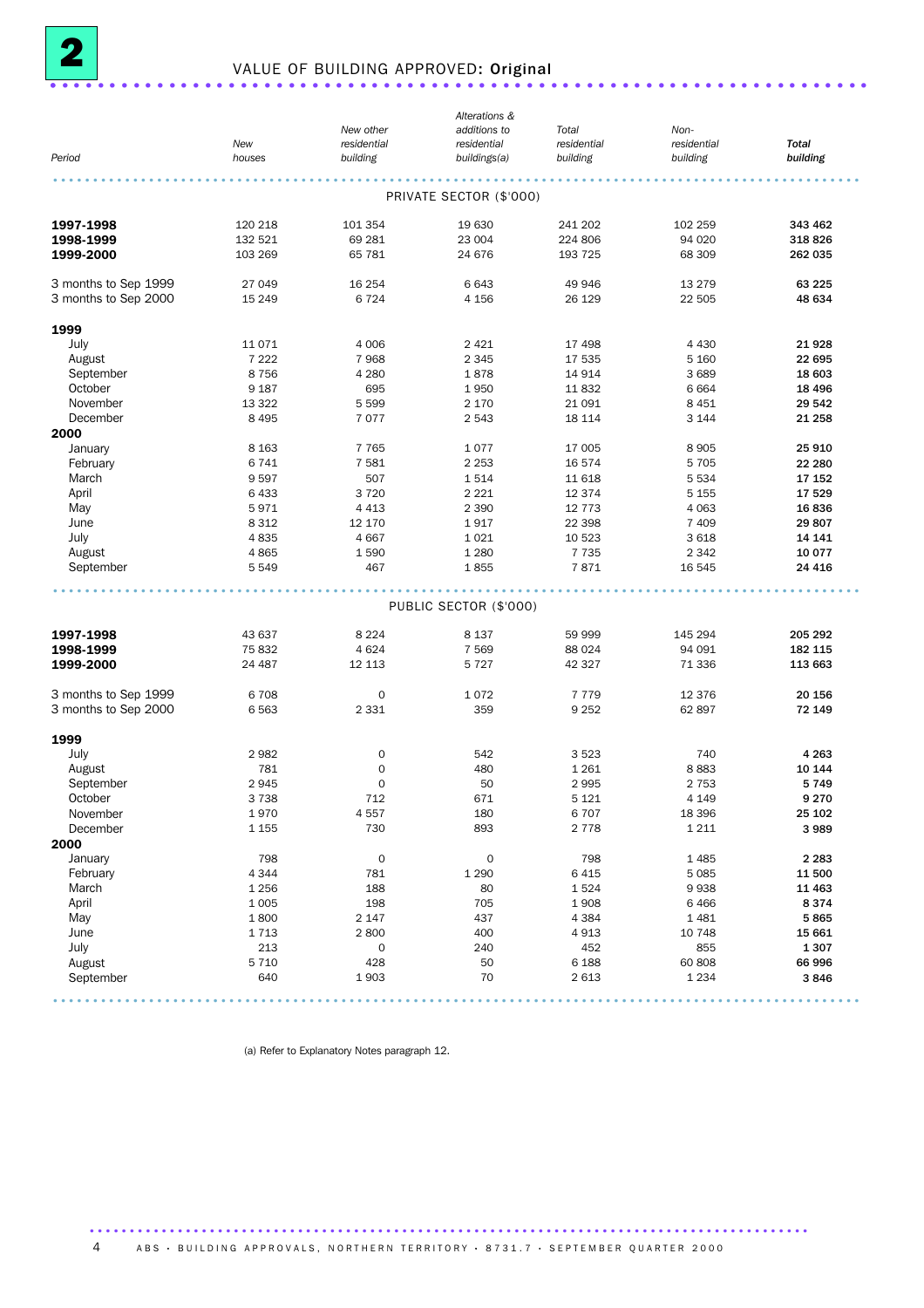# 2 VALUE OF BUILDING APPROVED: Original

| Period | New houses | New other residential building | Alterations & additions to residential buildings(a) | Total residential building | Non-residential building | Total building |
|---|---|---|---|---|---|---|
| **PRIVATE SECTOR ($'000)** | | | | | | |
| **1997-1998** | 120 218 | 101 354 | 19 630 | 241 202 | 102 259 | **343 462** |
| **1998-1999** | 132 521 | 69 281 | 23 004 | 224 806 | 94 020 | **318 826** |
| **1999-2000** | 103 269 | 65 781 | 24 676 | 193 725 | 68 309 | **262 035** |
| 3 months to Sep 1999 | 27 049 | 16 254 | 6 643 | 49 946 | 13 279 | **63 225** |
| 3 months to Sep 2000 | 15 249 | 6 724 | 4 156 | 26 129 | 22 505 | **48 634** |
| **1999** | | | | | | |
| July | 11 071 | 4 006 | 2 421 | 17 498 | 4 430 | **21 928** |
| August | 7 222 | 7 968 | 2 345 | 17 535 | 5 160 | **22 695** |
| September | 8 756 | 4 280 | 1 878 | 14 914 | 3 689 | **18 603** |
| October | 9 187 | 695 | 1 950 | 11 832 | 6 664 | **18 496** |
| November | 13 322 | 5 599 | 2 170 | 21 091 | 8 451 | **29 542** |
| December | 8 495 | 7 077 | 2 543 | 18 114 | 3 144 | **21 258** |
| **2000** | | | | | | |
| January | 8 163 | 7 765 | 1 077 | 17 005 | 8 905 | **25 910** |
| February | 6 741 | 7 581 | 2 253 | 16 574 | 5 705 | **22 280** |
| March | 9 597 | 507 | 1 514 | 11 618 | 5 534 | **17 152** |
| April | 6 433 | 3 720 | 2 221 | 12 374 | 5 155 | **17 529** |
| May | 5 971 | 4 413 | 2 390 | 12 773 | 4 063 | **16 836** |
| June | 8 312 | 12 170 | 1 917 | 22 398 | 7 409 | **29 807** |
| July | 4 835 | 4 667 | 1 021 | 10 523 | 3 618 | **14 141** |
| August | 4 865 | 1 590 | 1 280 | 7 735 | 2 342 | **10 077** |
| September | 5 549 | 467 | 1 855 | 7 871 | 16 545 | **24 416** |
| **PUBLIC SECTOR ($'000)** | | | | | | |
| **1997-1998** | 43 637 | 8 224 | 8 137 | 59 999 | 145 294 | **205 292** |
| **1998-1999** | 75 832 | 4 624 | 7 569 | 88 024 | 94 091 | **182 115** |
| **1999-2000** | 24 487 | 12 113 | 5 727 | 42 327 | 71 336 | **113 663** |
| 3 months to Sep 1999 | 6 708 | 0 | 1 072 | 7 779 | 12 376 | **20 156** |
| 3 months to Sep 2000 | 6 563 | 2 331 | 359 | 9 252 | 62 897 | **72 149** |
| **1999** | | | | | | |
| July | 2 982 | 0 | 542 | 3 523 | 740 | **4 263** |
| August | 781 | 0 | 480 | 1 261 | 8 883 | **10 144** |
| September | 2 945 | 0 | 50 | 2 995 | 2 753 | **5 749** |
| October | 3 738 | 712 | 671 | 5 121 | 4 149 | **9 270** |
| November | 1 970 | 4 557 | 180 | 6 707 | 18 396 | **25 102** |
| December | 1 155 | 730 | 893 | 2 778 | 1 211 | **3 989** |
| **2000** | | | | | | |
| January | 798 | 0 | 0 | 798 | 1 485 | **2 283** |
| February | 4 344 | 781 | 1 290 | 6 415 | 5 085 | **11 500** |
| March | 1 256 | 188 | 80 | 1 524 | 9 938 | **11 463** |
| April | 1 005 | 198 | 705 | 1 908 | 6 466 | **8 374** |
| May | 1 800 | 2 147 | 437 | 4 384 | 1 481 | **5 865** |
| June | 1 713 | 2 800 | 400 | 4 913 | 10 748 | **15 661** |
| July | 213 | 0 | 240 | 452 | 855 | **1 307** |
| August | 5 710 | 428 | 50 | 6 188 | 60 808 | **66 996** |
| September | 640 | 1 903 | 70 | 2 613 | 1 234 | **3 846** |

(a) Refer to Explanatory Notes paragraph 12.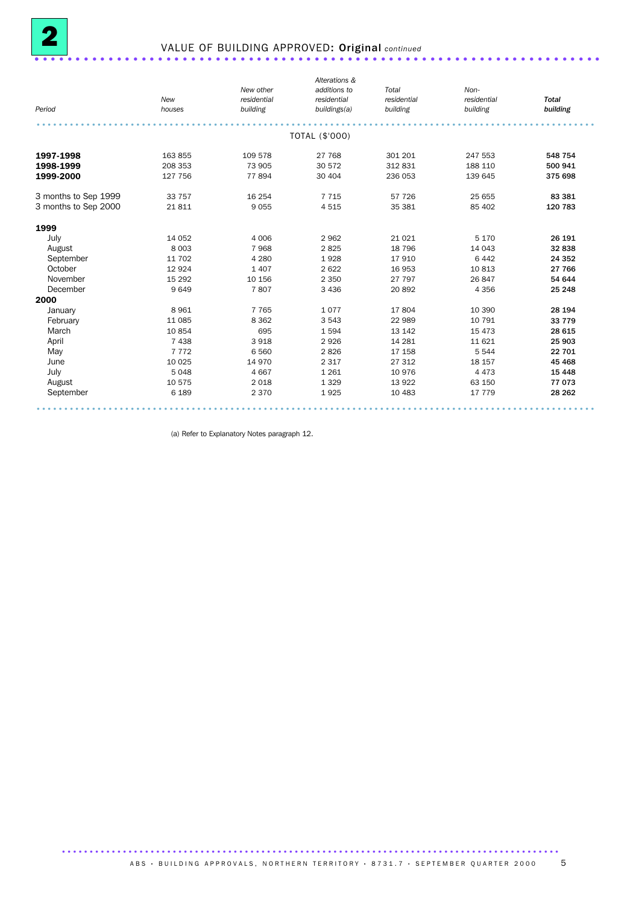## 2 VALUE OF BUILDING APPROVED: Original *continued*

| Period | New houses | New other residential building | Alterations & additions to residential buildings(a) | Total residential building | Non-residential building | Total building |
|---|---|---|---|---|---|---|
| | | | TOTAL ($'000) | | | |
| **1997-1998** | 163 855 | 109 578 | 27 768 | 301 201 | 247 553 | **548 754** |
| **1998-1999** | 208 353 | 73 905 | 30 572 | 312 831 | 188 110 | **500 941** |
| **1999-2000** | 127 756 | 77 894 | 30 404 | 236 053 | 139 645 | **375 698** |
| 3 months to Sep 1999 | 33 757 | 16 254 | 7 715 | 57 726 | 25 655 | **83 381** |
| 3 months to Sep 2000 | 21 811 | 9 055 | 4 515 | 35 381 | 85 402 | **120 783** |
| **1999** | | | | | | |
| July | 14 052 | 4 006 | 2 962 | 21 021 | 5 170 | **26 191** |
| August | 8 003 | 7 968 | 2 825 | 18 796 | 14 043 | **32 838** |
| September | 11 702 | 4 280 | 1 928 | 17 910 | 6 442 | **24 352** |
| October | 12 924 | 1 407 | 2 622 | 16 953 | 10 813 | **27 766** |
| November | 15 292 | 10 156 | 2 350 | 27 797 | 26 847 | **54 644** |
| December | 9 649 | 7 807 | 3 436 | 20 892 | 4 356 | **25 248** |
| **2000** | | | | | | |
| January | 8 961 | 7 765 | 1 077 | 17 804 | 10 390 | **28 194** |
| February | 11 085 | 8 362 | 3 543 | 22 989 | 10 791 | **33 779** |
| March | 10 854 | 695 | 1 594 | 13 142 | 15 473 | **28 615** |
| April | 7 438 | 3 918 | 2 926 | 14 281 | 11 621 | **25 903** |
| May | 7 772 | 6 560 | 2 826 | 17 158 | 5 544 | **22 701** |
| June | 10 025 | 14 970 | 2 317 | 27 312 | 18 157 | **45 468** |
| July | 5 048 | 4 667 | 1 261 | 10 976 | 4 473 | **15 448** |
| August | 10 575 | 2 018 | 1 329 | 13 922 | 63 150 | **77 073** |
| September | 6 189 | 2 370 | 1 925 | 10 483 | 17 779 | **28 262** |

(a) Refer to Explanatory Notes paragraph 12.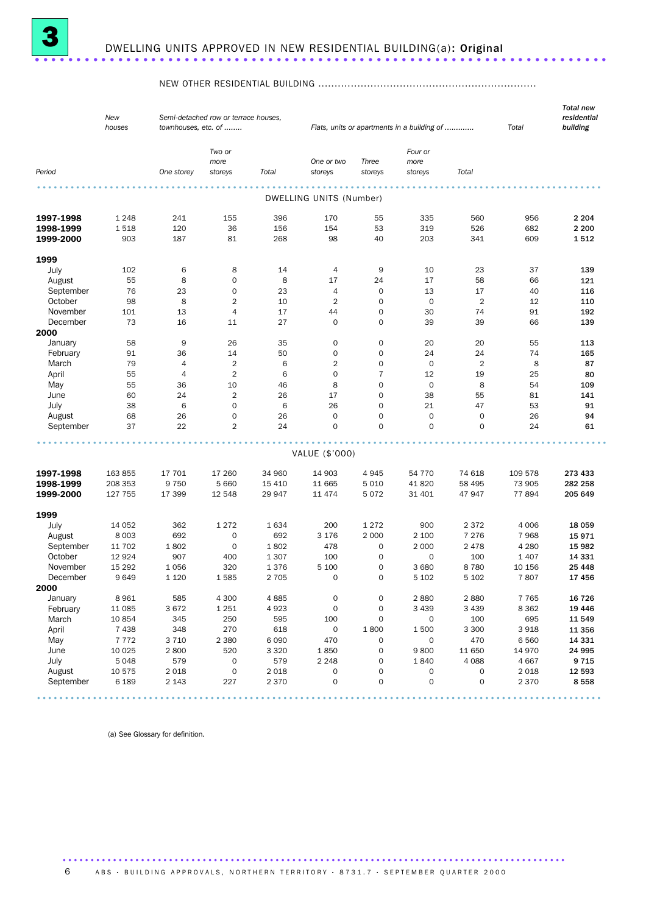# 3 DWELLING UNITS APPROVED IN NEW RESIDENTIAL BUILDING(a): Original

| Period | New houses | NEW OTHER RESIDENTIAL BUILDING | | | | | | | | Total new residential building |
|---|---|---|---|---|---|---|---|---|---|---|
| | | *Semi-detached row or terrace houses, townhouses, etc. of ........* | | | *Flats, units or apartments in a building of .............* | | | | *Total* | |
| | | *One storey* | *Two or more storeys* | *Total* | *One or two storeys* | *Three storeys* | *Four or more storeys* | *Total* | | |
| | | | | | DWELLING UNITS (Number) | | | | | |
| **1997-1998** | 1 248 | 241 | 155 | 396 | 170 | 55 | 335 | 560 | 956 | **2 204** |
| **1998-1999** | 1 518 | 120 | 36 | 156 | 154 | 53 | 319 | 526 | 682 | **2 200** |
| **1999-2000** | 903 | 187 | 81 | 268 | 98 | 40 | 203 | 341 | 609 | **1 512** |
| **1999** | | | | | | | | | | |
| July | 102 | 6 | 8 | 14 | 4 | 9 | 10 | 23 | 37 | **139** |
| August | 55 | 8 | 0 | 8 | 17 | 24 | 17 | 58 | 66 | **121** |
| September | 76 | 23 | 0 | 23 | 4 | 0 | 13 | 17 | 40 | **116** |
| October | 98 | 8 | 2 | 10 | 2 | 0 | 0 | 2 | 12 | **110** |
| November | 101 | 13 | 4 | 17 | 44 | 0 | 30 | 74 | 91 | **192** |
| December | 73 | 16 | 11 | 27 | 0 | 0 | 39 | 39 | 66 | **139** |
| **2000** | | | | | | | | | | |
| January | 58 | 9 | 26 | 35 | 0 | 0 | 20 | 20 | 55 | **113** |
| February | 91 | 36 | 14 | 50 | 0 | 0 | 24 | 24 | 74 | **165** |
| March | 79 | 4 | 2 | 6 | 2 | 0 | 0 | 2 | 8 | **87** |
| April | 55 | 4 | 2 | 6 | 0 | 7 | 12 | 19 | 25 | **80** |
| May | 55 | 36 | 10 | 46 | 8 | 0 | 0 | 8 | 54 | **109** |
| June | 60 | 24 | 2 | 26 | 17 | 0 | 38 | 55 | 81 | **141** |
| July | 38 | 6 | 0 | 6 | 26 | 0 | 21 | 47 | 53 | **91** |
| August | 68 | 26 | 0 | 26 | 0 | 0 | 0 | 0 | 26 | **94** |
| September | 37 | 22 | 2 | 24 | 0 | 0 | 0 | 0 | 24 | **61** |
| | | | | | VALUE ($'000) | | | | | |
| **1997-1998** | 163 855 | 17 701 | 17 260 | 34 960 | 14 903 | 4 945 | 54 770 | 74 618 | 109 578 | **273 433** |
| **1998-1999** | 208 353 | 9 750 | 5 660 | 15 410 | 11 665 | 5 010 | 41 820 | 58 495 | 73 905 | **282 258** |
| **1999-2000** | 127 755 | 17 399 | 12 548 | 29 947 | 11 474 | 5 072 | 31 401 | 47 947 | 77 894 | **205 649** |
| **1999** | | | | | | | | | | |
| July | 14 052 | 362 | 1 272 | 1 634 | 200 | 1 272 | 900 | 2 372 | 4 006 | **18 059** |
| August | 8 003 | 692 | 0 | 692 | 3 176 | 2 000 | 2 100 | 7 276 | 7 968 | **15 971** |
| September | 11 702 | 1 802 | 0 | 1 802 | 478 | 0 | 2 000 | 2 478 | 4 280 | **15 982** |
| October | 12 924 | 907 | 400 | 1 307 | 100 | 0 | 0 | 100 | 1 407 | **14 331** |
| November | 15 292 | 1 056 | 320 | 1 376 | 5 100 | 0 | 3 680 | 8 780 | 10 156 | **25 448** |
| December | 9 649 | 1 120 | 1 585 | 2 705 | 0 | 0 | 5 102 | 5 102 | 7 807 | **17 456** |
| **2000** | | | | | | | | | | |
| January | 8 961 | 585 | 4 300 | 4 885 | 0 | 0 | 2 880 | 2 880 | 7 765 | **16 726** |
| February | 11 085 | 3 672 | 1 251 | 4 923 | 0 | 0 | 3 439 | 3 439 | 8 362 | **19 446** |
| March | 10 854 | 345 | 250 | 595 | 100 | 0 | 0 | 100 | 695 | **11 549** |
| April | 7 438 | 348 | 270 | 618 | 0 | 1 800 | 1 500 | 3 300 | 3 918 | **11 356** |
| May | 7 772 | 3 710 | 2 380 | 6 090 | 470 | 0 | 0 | 470 | 6 560 | **14 331** |
| June | 10 025 | 2 800 | 520 | 3 320 | 1 850 | 0 | 9 800 | 11 650 | 14 970 | **24 995** |
| July | 5 048 | 579 | 0 | 579 | 2 248 | 0 | 1 840 | 4 088 | 4 667 | **9 715** |
| August | 10 575 | 2 018 | 0 | 2 018 | 0 | 0 | 0 | 0 | 2 018 | **12 593** |
| September | 6 189 | 2 143 | 227 | 2 370 | 0 | 0 | 0 | 0 | 2 370 | **8 558** |

(a) See Glossary for definition.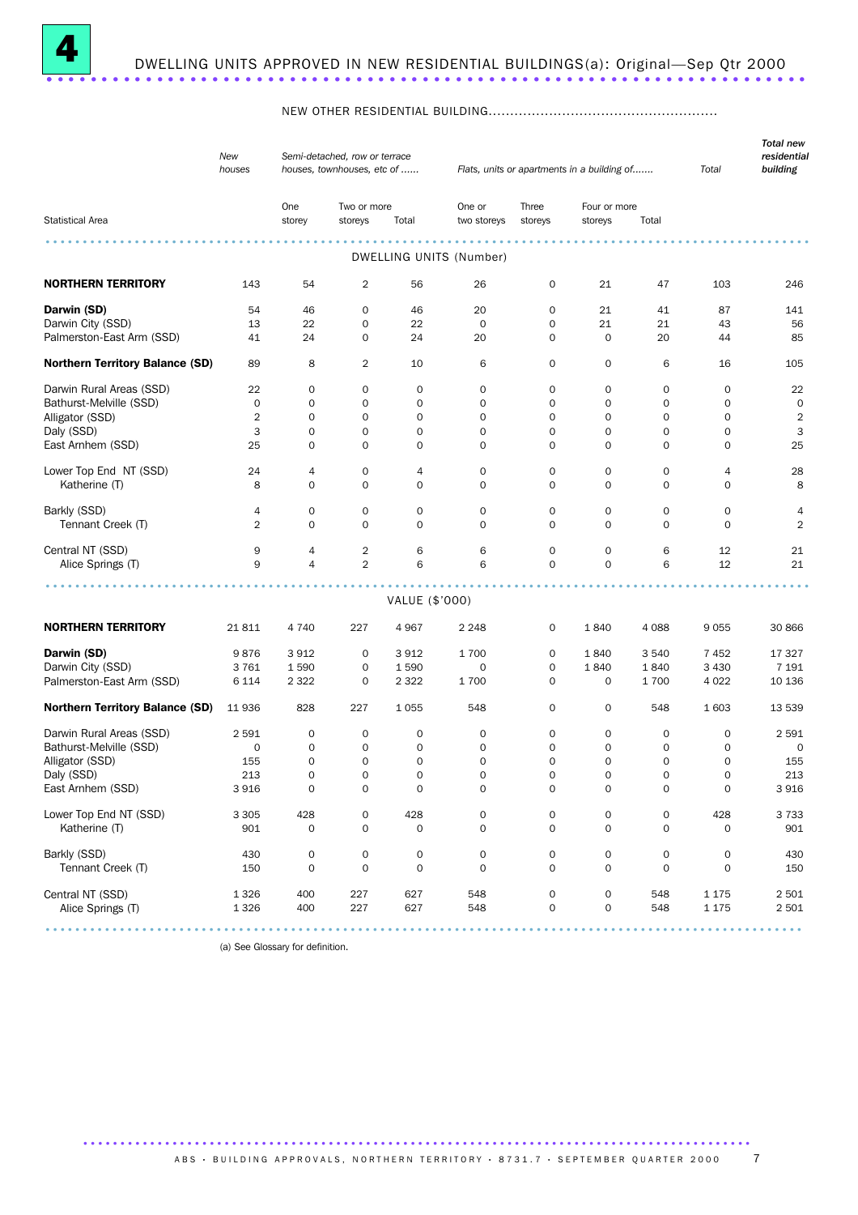# 4 DWELLING UNITS APPROVED IN NEW RESIDENTIAL BUILDINGS(a): Original—Sep Qtr 2000

| Statistical Area | *New houses* | NEW OTHER RESIDENTIAL BUILDING | | | | | | | | *Total new residential building* |
|---|---|---|---|---|---|---|---|---|---|---|
| | | *Semi-detached, row or terrace houses, townhouses, etc of ......* | | | *Flats, units or apartments in a building of.......* | | | | *Total* | |
| | | One storey | Two or more storeys | Total | One or two storeys | Three storeys | Four or more storeys | Total | | |
| **DWELLING UNITS (Number)** | | | | | | | | | | |
| **NORTHERN TERRITORY** | 143 | 54 | 2 | 56 | 26 | 0 | 21 | 47 | 103 | 246 |
| **Darwin (SD)** | 54 | 46 | 0 | 46 | 20 | 0 | 21 | 41 | 87 | 141 |
| Darwin City (SSD) | 13 | 22 | 0 | 22 | 0 | 0 | 21 | 21 | 43 | 56 |
| Palmerston-East Arm (SSD) | 41 | 24 | 0 | 24 | 20 | 0 | 0 | 20 | 44 | 85 |
| **Northern Territory Balance (SD)** | 89 | 8 | 2 | 10 | 6 | 0 | 0 | 6 | 16 | 105 |
| Darwin Rural Areas (SSD) | 22 | 0 | 0 | 0 | 0 | 0 | 0 | 0 | 0 | 22 |
| Bathurst-Melville (SSD) | 0 | 0 | 0 | 0 | 0 | 0 | 0 | 0 | 0 | 0 |
| Alligator (SSD) | 2 | 0 | 0 | 0 | 0 | 0 | 0 | 0 | 0 | 2 |
| Daly (SSD) | 3 | 0 | 0 | 0 | 0 | 0 | 0 | 0 | 0 | 3 |
| East Arnhem (SSD) | 25 | 0 | 0 | 0 | 0 | 0 | 0 | 0 | 0 | 25 |
| Lower Top End NT (SSD) | 24 | 4 | 0 | 4 | 0 | 0 | 0 | 0 | 4 | 28 |
| Katherine (T) | 8 | 0 | 0 | 0 | 0 | 0 | 0 | 0 | 0 | 8 |
| Barkly (SSD) | 4 | 0 | 0 | 0 | 0 | 0 | 0 | 0 | 0 | 4 |
| Tennant Creek (T) | 2 | 0 | 0 | 0 | 0 | 0 | 0 | 0 | 0 | 2 |
| Central NT (SSD) | 9 | 4 | 2 | 6 | 6 | 0 | 0 | 6 | 12 | 21 |
| Alice Springs (T) | 9 | 4 | 2 | 6 | 6 | 0 | 0 | 6 | 12 | 21 |
| **VALUE ($'000)** | | | | | | | | | | |
| **NORTHERN TERRITORY** | 21 811 | 4 740 | 227 | 4 967 | 2 248 | 0 | 1 840 | 4 088 | 9 055 | 30 866 |
| **Darwin (SD)** | 9 876 | 3 912 | 0 | 3 912 | 1 700 | 0 | 1 840 | 3 540 | 7 452 | 17 327 |
| Darwin City (SSD) | 3 761 | 1 590 | 0 | 1 590 | 0 | 0 | 1 840 | 1 840 | 3 430 | 7 191 |
| Palmerston-East Arm (SSD) | 6 114 | 2 322 | 0 | 2 322 | 1 700 | 0 | 0 | 1 700 | 4 022 | 10 136 |
| **Northern Territory Balance (SD)** | 11 936 | 828 | 227 | 1 055 | 548 | 0 | 0 | 548 | 1 603 | 13 539 |
| Darwin Rural Areas (SSD) | 2 591 | 0 | 0 | 0 | 0 | 0 | 0 | 0 | 0 | 2 591 |
| Bathurst-Melville (SSD) | 0 | 0 | 0 | 0 | 0 | 0 | 0 | 0 | 0 | 0 |
| Alligator (SSD) | 155 | 0 | 0 | 0 | 0 | 0 | 0 | 0 | 0 | 155 |
| Daly (SSD) | 213 | 0 | 0 | 0 | 0 | 0 | 0 | 0 | 0 | 213 |
| East Arnhem (SSD) | 3 916 | 0 | 0 | 0 | 0 | 0 | 0 | 0 | 0 | 3 916 |
| Lower Top End NT (SSD) | 3 305 | 428 | 0 | 428 | 0 | 0 | 0 | 0 | 428 | 3 733 |
| Katherine (T) | 901 | 0 | 0 | 0 | 0 | 0 | 0 | 0 | 0 | 901 |
| Barkly (SSD) | 430 | 0 | 0 | 0 | 0 | 0 | 0 | 0 | 0 | 430 |
| Tennant Creek (T) | 150 | 0 | 0 | 0 | 0 | 0 | 0 | 0 | 0 | 150 |
| Central NT (SSD) | 1 326 | 400 | 227 | 627 | 548 | 0 | 0 | 548 | 1 175 | 2 501 |
| Alice Springs (T) | 1 326 | 400 | 227 | 627 | 548 | 0 | 0 | 548 | 1 175 | 2 501 |

(a) See Glossary for definition.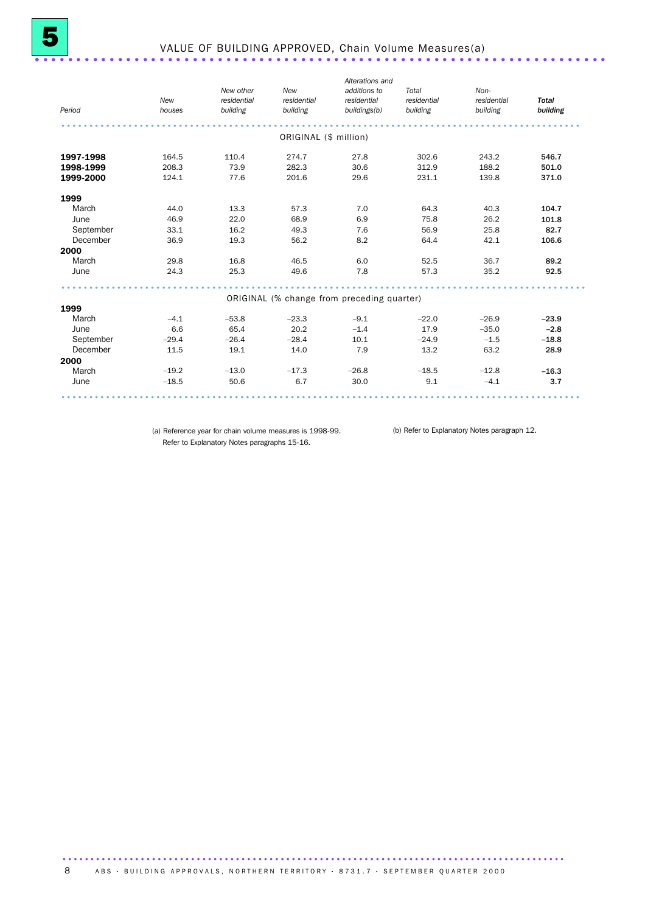# 5 VALUE OF BUILDING APPROVED, Chain Volume Measures(a)

| Period | New houses | New other residential building | New residential building | Alterations and additions to residential buildings(b) | Total residential building | Non-residential building | **Total building** |
|---|---|---|---|---|---|---|---|
| | | | ORIGINAL ($ million) | | | | |
| **1997-1998** | 164.5 | 110.4 | 274.7 | 27.8 | 302.6 | 243.2 | **546.7** |
| **1998-1999** | 208.3 | 73.9 | 282.3 | 30.6 | 312.9 | 188.2 | **501.0** |
| **1999-2000** | 124.1 | 77.6 | 201.6 | 29.6 | 231.1 | 139.8 | **371.0** |
| **1999** | | | | | | | |
| March | 44.0 | 13.3 | 57.3 | 7.0 | 64.3 | 40.3 | **104.7** |
| June | 46.9 | 22.0 | 68.9 | 6.9 | 75.8 | 26.2 | **101.8** |
| September | 33.1 | 16.2 | 49.3 | 7.6 | 56.9 | 25.8 | **82.7** |
| December | 36.9 | 19.3 | 56.2 | 8.2 | 64.4 | 42.1 | **106.6** |
| **2000** | | | | | | | |
| March | 29.8 | 16.8 | 46.5 | 6.0 | 52.5 | 36.7 | **89.2** |
| June | 24.3 | 25.3 | 49.6 | 7.8 | 57.3 | 35.2 | **92.5** |
| | | | ORIGINAL (% change from preceding quarter) | | | | |
| **1999** | | | | | | | |
| March | –4.1 | –53.8 | –23.3 | –9.1 | –22.0 | –26.9 | **–23.9** |
| June | 6.6 | 65.4 | 20.2 | –1.4 | 17.9 | –35.0 | **–2.8** |
| September | –29.4 | –26.4 | –28.4 | 10.1 | –24.9 | –1.5 | **–18.8** |
| December | 11.5 | 19.1 | 14.0 | 7.9 | 13.2 | 63.2 | **28.9** |
| **2000** | | | | | | | |
| March | –19.2 | –13.0 | –17.3 | –26.8 | –18.5 | –12.8 | **–16.3** |
| June | –18.5 | 50.6 | 6.7 | 30.0 | 9.1 | –4.1 | **3.7** |

(a) Reference year for chain volume measures is 1998-99. Refer to Explanatory Notes paragraphs 15-16.

(b) Refer to Explanatory Notes paragraph 12.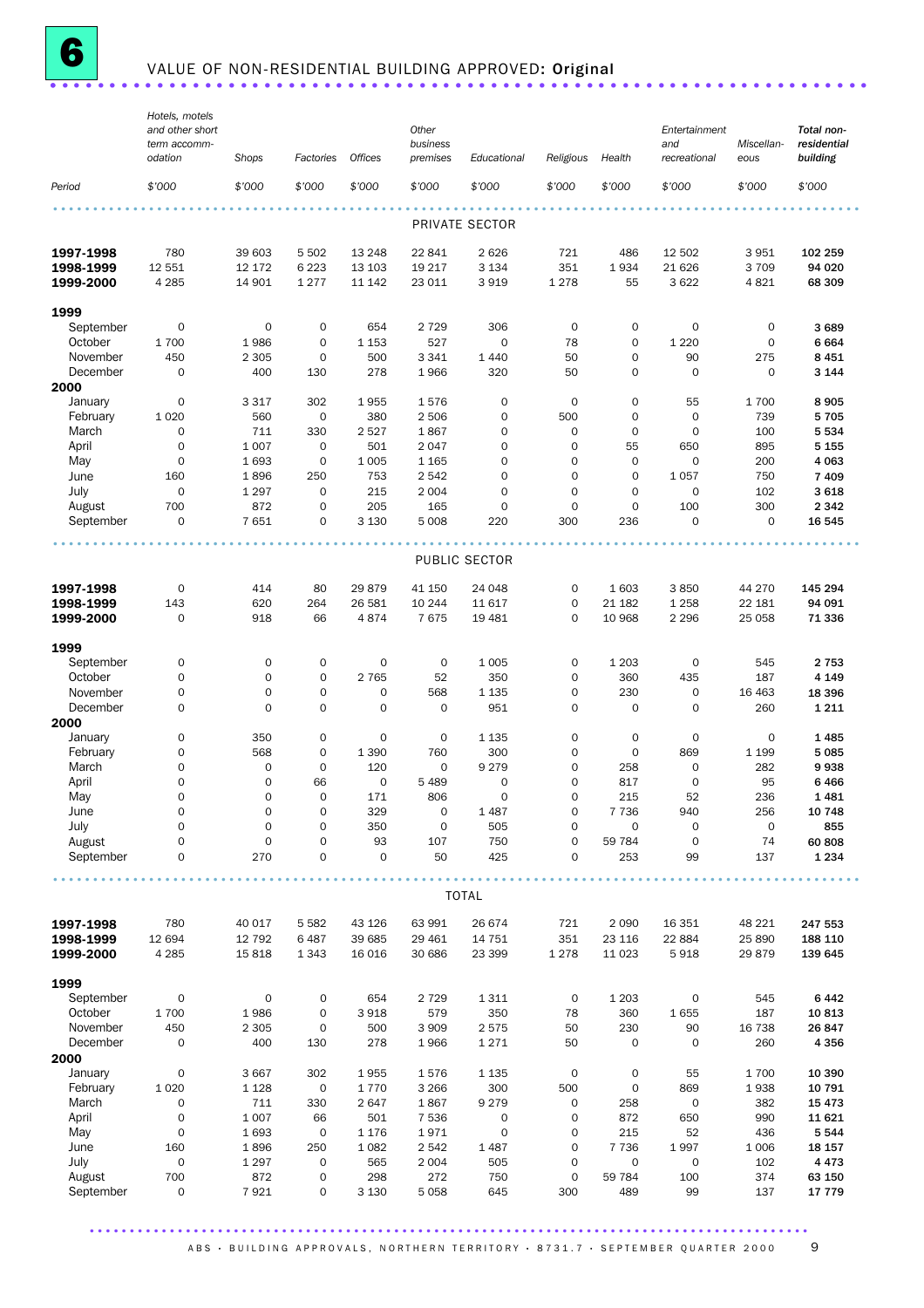# 6 VALUE OF NON-RESIDENTIAL BUILDING APPROVED: Original

| Period | Hotels, motels and other short term accommodation | Shops | Factories | Offices | Other business premises | Educational | Religious | Health | Entertainment and recreational | Miscellaneous | Total non-residential building |
|---|---|---|---|---|---|---|---|---|---|---|---|
| | $'000 | $'000 | $'000 | $'000 | $'000 | $'000 | $'000 | $'000 | $'000 | $'000 | $'000 |
| **PRIVATE SECTOR** | | | | | | | | | | | |
| **1997-1998** | 780 | 39 603 | 5 502 | 13 248 | 22 841 | 2 626 | 721 | 486 | 12 502 | 3 951 | **102 259** |
| **1998-1999** | 12 551 | 12 172 | 6 223 | 13 103 | 19 217 | 3 134 | 351 | 1 934 | 21 626 | 3 709 | **94 020** |
| **1999-2000** | 4 285 | 14 901 | 1 277 | 11 142 | 23 011 | 3 919 | 1 278 | 55 | 3 622 | 4 821 | **68 309** |
| **1999** | | | | | | | | | | | |
| September | 0 | 0 | 0 | 654 | 2 729 | 306 | 0 | 0 | 0 | 0 | **3 689** |
| October | 1 700 | 1 986 | 0 | 1 153 | 527 | 0 | 78 | 0 | 1 220 | 0 | **6 664** |
| November | 450 | 2 305 | 0 | 500 | 3 341 | 1 440 | 50 | 0 | 90 | 275 | **8 451** |
| December | 0 | 400 | 130 | 278 | 1 966 | 320 | 50 | 0 | 0 | 0 | **3 144** |
| **2000** | | | | | | | | | | | |
| January | 0 | 3 317 | 302 | 1 955 | 1 576 | 0 | 0 | 0 | 55 | 1 700 | **8 905** |
| February | 1 020 | 560 | 0 | 380 | 2 506 | 0 | 500 | 0 | 0 | 739 | **5 705** |
| March | 0 | 711 | 330 | 2 527 | 1 867 | 0 | 0 | 0 | 0 | 100 | **5 534** |
| April | 0 | 1 007 | 0 | 501 | 2 047 | 0 | 0 | 55 | 650 | 895 | **5 155** |
| May | 0 | 1 693 | 0 | 1 005 | 1 165 | 0 | 0 | 0 | 0 | 200 | **4 063** |
| June | 160 | 1 896 | 250 | 753 | 2 542 | 0 | 0 | 0 | 1 057 | 750 | **7 409** |
| July | 0 | 1 297 | 0 | 215 | 2 004 | 0 | 0 | 0 | 0 | 102 | **3 618** |
| August | 700 | 872 | 0 | 205 | 165 | 0 | 0 | 0 | 100 | 300 | **2 342** |
| September | 0 | 7 651 | 0 | 3 130 | 5 008 | 220 | 300 | 236 | 0 | 0 | **16 545** |
| **PUBLIC SECTOR** | | | | | | | | | | | |
| **1997-1998** | 0 | 414 | 80 | 29 879 | 41 150 | 24 048 | 0 | 1 603 | 3 850 | 44 270 | **145 294** |
| **1998-1999** | 143 | 620 | 264 | 26 581 | 10 244 | 11 617 | 0 | 21 182 | 1 258 | 22 181 | **94 091** |
| **1999-2000** | 0 | 918 | 66 | 4 874 | 7 675 | 19 481 | 0 | 10 968 | 2 296 | 25 058 | **71 336** |
| **1999** | | | | | | | | | | | |
| September | 0 | 0 | 0 | 0 | 0 | 1 005 | 0 | 1 203 | 0 | 545 | **2 753** |
| October | 0 | 0 | 0 | 2 765 | 52 | 350 | 0 | 360 | 435 | 187 | **4 149** |
| November | 0 | 0 | 0 | 0 | 568 | 1 135 | 0 | 230 | 0 | 16 463 | **18 396** |
| December | 0 | 0 | 0 | 0 | 0 | 951 | 0 | 0 | 0 | 260 | **1 211** |
| **2000** | | | | | | | | | | | |
| January | 0 | 350 | 0 | 0 | 0 | 1 135 | 0 | 0 | 0 | 0 | **1 485** |
| February | 0 | 568 | 0 | 1 390 | 760 | 300 | 0 | 0 | 869 | 1 199 | **5 085** |
| March | 0 | 0 | 0 | 120 | 0 | 9 279 | 0 | 258 | 0 | 282 | **9 938** |
| April | 0 | 0 | 66 | 0 | 5 489 | 0 | 0 | 817 | 0 | 95 | **6 466** |
| May | 0 | 0 | 0 | 171 | 806 | 0 | 0 | 215 | 52 | 236 | **1 481** |
| June | 0 | 0 | 0 | 329 | 0 | 1 487 | 0 | 7 736 | 940 | 256 | **10 748** |
| July | 0 | 0 | 0 | 350 | 0 | 505 | 0 | 0 | 0 | 0 | **855** |
| August | 0 | 0 | 0 | 93 | 107 | 750 | 0 | 59 784 | 0 | 74 | **60 808** |
| September | 0 | 270 | 0 | 0 | 50 | 425 | 0 | 253 | 99 | 137 | **1 234** |
| **TOTAL** | | | | | | | | | | | |
| **1997-1998** | 780 | 40 017 | 5 582 | 43 126 | 63 991 | 26 674 | 721 | 2 090 | 16 351 | 48 221 | **247 553** |
| **1998-1999** | 12 694 | 12 792 | 6 487 | 39 685 | 29 461 | 14 751 | 351 | 23 116 | 22 884 | 25 890 | **188 110** |
| **1999-2000** | 4 285 | 15 818 | 1 343 | 16 016 | 30 686 | 23 399 | 1 278 | 11 023 | 5 918 | 29 879 | **139 645** |
| **1999** | | | | | | | | | | | |
| September | 0 | 0 | 0 | 654 | 2 729 | 1 311 | 0 | 1 203 | 0 | 545 | **6 442** |
| October | 1 700 | 1 986 | 0 | 3 918 | 579 | 350 | 78 | 360 | 1 655 | 187 | **10 813** |
| November | 450 | 2 305 | 0 | 500 | 3 909 | 2 575 | 50 | 230 | 90 | 16 738 | **26 847** |
| December | 0 | 400 | 130 | 278 | 1 966 | 1 271 | 50 | 0 | 0 | 260 | **4 356** |
| **2000** | | | | | | | | | | | |
| January | 0 | 3 667 | 302 | 1 955 | 1 576 | 1 135 | 0 | 0 | 55 | 1 700 | **10 390** |
| February | 1 020 | 1 128 | 0 | 1 770 | 3 266 | 300 | 500 | 0 | 869 | 1 938 | **10 791** |
| March | 0 | 711 | 330 | 2 647 | 1 867 | 9 279 | 0 | 258 | 0 | 382 | **15 473** |
| April | 0 | 1 007 | 66 | 501 | 7 536 | 0 | 0 | 872 | 650 | 990 | **11 621** |
| May | 0 | 1 693 | 0 | 1 176 | 1 971 | 0 | 0 | 215 | 52 | 436 | **5 544** |
| June | 160 | 1 896 | 250 | 1 082 | 2 542 | 1 487 | 0 | 7 736 | 1 997 | 1 006 | **18 157** |
| July | 0 | 1 297 | 0 | 565 | 2 004 | 505 | 0 | 0 | 0 | 102 | **4 473** |
| August | 700 | 872 | 0 | 298 | 272 | 750 | 0 | 59 784 | 100 | 374 | **63 150** |
| September | 0 | 7 921 | 0 | 3 130 | 5 058 | 645 | 300 | 489 | 99 | 137 | **17 779** |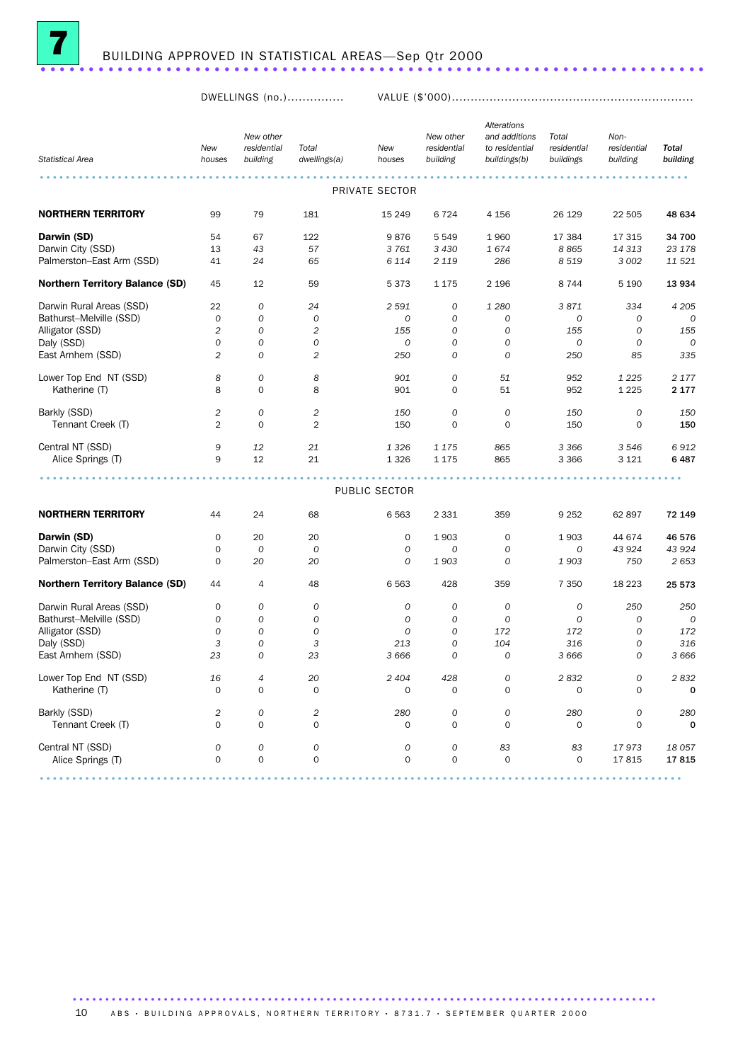# 7 BUILDING APPROVED IN STATISTICAL AREAS—Sep Qtr 2000

| Statistical Area | DWELLINGS (no.) | | | VALUE ($'000) | | | | | |
|---|---|---|---|---|---|---|---|---|---|
| | New houses | New other residential building | Total dwellings(a) | New houses | New other residential building | Alterations and additions to residential buildings(b) | Total residential buildings | Non-residential building | **Total building** |
| **PRIVATE SECTOR** | | | | | | | | | |
| **NORTHERN TERRITORY** | 99 | 79 | 181 | 15 249 | 6 724 | 4 156 | 26 129 | 22 505 | **48 634** |
| **Darwin (SD)** | 54 | 67 | 122 | 9 876 | 5 549 | 1 960 | 17 384 | 17 315 | **34 700** |
| Darwin City (SSD) | 13 | *43* | *57* | *3 761* | *3 430* | *1 674* | *8 865* | *14 313* | *23 178* |
| Palmerston–East Arm (SSD) | 41 | *24* | *65* | *6 114* | *2 119* | *286* | *8 519* | *3 002* | *11 521* |
| **Northern Territory Balance (SD)** | 45 | 12 | 59 | 5 373 | 1 175 | 2 196 | 8 744 | 5 190 | **13 934** |
| Darwin Rural Areas (SSD) | 22 | *0* | *24* | *2 591* | *0* | *1 280* | *3 871* | *334* | *4 205* |
| Bathurst–Melville (SSD) | *0* | *0* | *0* | *0* | *0* | *0* | *0* | *0* | *0* |
| Alligator (SSD) | *2* | *0* | *2* | *155* | *0* | *0* | *155* | *0* | *155* |
| Daly (SSD) | *0* | *0* | *0* | *0* | *0* | *0* | *0* | *0* | *0* |
| East Arnhem (SSD) | *2* | *0* | *2* | *250* | *0* | *0* | *250* | *85* | *335* |
| Lower Top End NT (SSD) | *8* | *0* | *8* | *901* | *0* | *51* | *952* | *1 225* | *2 177* |
| Katherine (T) | 8 | 0 | 8 | 901 | 0 | 51 | 952 | 1 225 | **2 177** |
| Barkly (SSD) | *2* | *0* | *2* | *150* | *0* | *0* | *150* | *0* | *150* |
| Tennant Creek (T) | 2 | 0 | 2 | 150 | 0 | 0 | 150 | 0 | **150** |
| Central NT (SSD) | *9* | *12* | *21* | *1 326* | *1 175* | *865* | *3 366* | *3 546* | *6 912* |
| Alice Springs (T) | 9 | 12 | 21 | 1 326 | 1 175 | 865 | 3 366 | 3 121 | **6 487** |
| **PUBLIC SECTOR** | | | | | | | | | |
| **NORTHERN TERRITORY** | 44 | 24 | 68 | 6 563 | 2 331 | 359 | 9 252 | 62 897 | **72 149** |
| **Darwin (SD)** | 0 | 20 | 20 | 0 | 1 903 | 0 | 1 903 | 44 674 | **46 576** |
| Darwin City (SSD) | 0 | *0* | *0* | *0* | *0* | *0* | *0* | *43 924* | *43 924* |
| Palmerston–East Arm (SSD) | 0 | *20* | *20* | *0* | *1 903* | *0* | *1 903* | *750* | *2 653* |
| **Northern Territory Balance (SD)** | 44 | 4 | 48 | 6 563 | 428 | 359 | 7 350 | 18 223 | **25 573** |
| Darwin Rural Areas (SSD) | 0 | *0* | *0* | *0* | *0* | *0* | *0* | *250* | *250* |
| Bathurst–Melville (SSD) | *0* | *0* | *0* | *0* | *0* | *0* | *0* | *0* | *0* |
| Alligator (SSD) | *0* | *0* | *0* | *0* | *0* | *172* | *172* | *0* | *172* |
| Daly (SSD) | *3* | *0* | *3* | *213* | *0* | *104* | *316* | *0* | *316* |
| East Arnhem (SSD) | *23* | *0* | *23* | *3 666* | *0* | *0* | *3 666* | *0* | *3 666* |
| Lower Top End NT (SSD) | *16* | *4* | *20* | *2 404* | *428* | *0* | *2 832* | *0* | *2 832* |
| Katherine (T) | 0 | 0 | 0 | 0 | 0 | 0 | 0 | 0 | **0** |
| Barkly (SSD) | *2* | *0* | *2* | *280* | *0* | *0* | *280* | *0* | *280* |
| Tennant Creek (T) | 0 | 0 | 0 | 0 | 0 | 0 | 0 | 0 | **0** |
| Central NT (SSD) | *0* | *0* | *0* | *0* | *0* | *83* | *83* | *17 973* | *18 057* |
| Alice Springs (T) | 0 | 0 | 0 | 0 | 0 | 0 | 0 | 17 815 | **17 815** |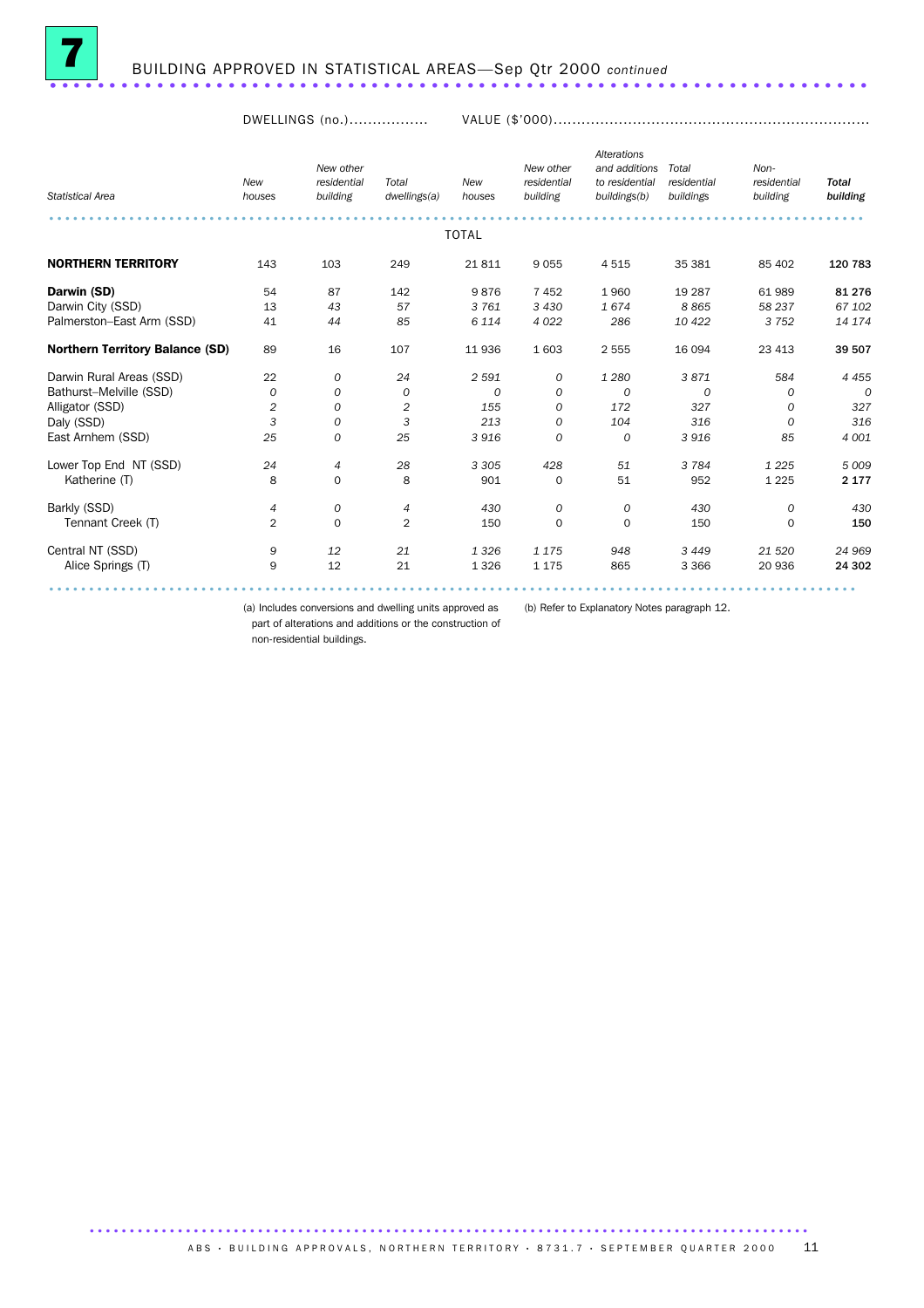# 7 BUILDING APPROVED IN STATISTICAL AREAS—Sep Qtr 2000 *continued*

| Statistical Area | DWELLINGS (no.) | | | VALUE ($'000) | | | | | |
|---|---|---|---|---|---|---|---|---|---|
| | New houses | New other residential building | Total dwellings(a) | New houses | New other residential building | Alterations and additions to residential buildings(b) | Total residential buildings | Non-residential building | Total building |
| | | | | TOTAL | | | | | |
| **NORTHERN TERRITORY** | 143 | 103 | 249 | 21 811 | 9 055 | 4 515 | 35 381 | 85 402 | **120 783** |
| **Darwin (SD)** | 54 | 87 | 142 | 9 876 | 7 452 | 1 960 | 19 287 | 61 989 | **81 276** |
| Darwin City (SSD) | 13 | *43* | *57* | *3 761* | *3 430* | *1 674* | *8 865* | *58 237* | *67 102* |
| Palmerston–East Arm (SSD) | 41 | *44* | *85* | *6 114* | *4 022* | *286* | *10 422* | *3 752* | *14 174* |
| **Northern Territory Balance (SD)** | 89 | 16 | 107 | 11 936 | 1 603 | 2 555 | 16 094 | 23 413 | **39 507** |
| Darwin Rural Areas (SSD) | 22 | *0* | *24* | *2 591* | *0* | *1 280* | *3 871* | *584* | *4 455* |
| Bathurst–Melville (SSD) | *0* | *0* | *0* | *0* | *0* | *0* | *0* | *0* | *0* |
| Alligator (SSD) | *2* | *0* | *2* | *155* | *0* | *172* | *327* | *0* | *327* |
| Daly (SSD) | *3* | *0* | *3* | *213* | *0* | *104* | *316* | *0* | *316* |
| East Arnhem (SSD) | *25* | *0* | *25* | *3 916* | *0* | *0* | *3 916* | *85* | *4 001* |
| Lower Top End NT (SSD) | *24* | *4* | *28* | *3 305* | *428* | *51* | *3 784* | *1 225* | *5 009* |
| Katherine (T) | 8 | 0 | 8 | 901 | 0 | 51 | 952 | 1 225 | **2 177** |
| Barkly (SSD) | *4* | *0* | *4* | *430* | *0* | *0* | *430* | *0* | *430* |
| Tennant Creek (T) | 2 | 0 | 2 | 150 | 0 | 0 | 150 | 0 | **150** |
| Central NT (SSD) | *9* | *12* | *21* | *1 326* | *1 175* | *948* | *3 449* | *21 520* | *24 969* |
| Alice Springs (T) | 9 | 12 | 21 | 1 326 | 1 175 | 865 | 3 366 | 20 936 | **24 302** |

(a) Includes conversions and dwelling units approved as part of alterations and additions or the construction of non-residential buildings.

(b) Refer to Explanatory Notes paragraph 12.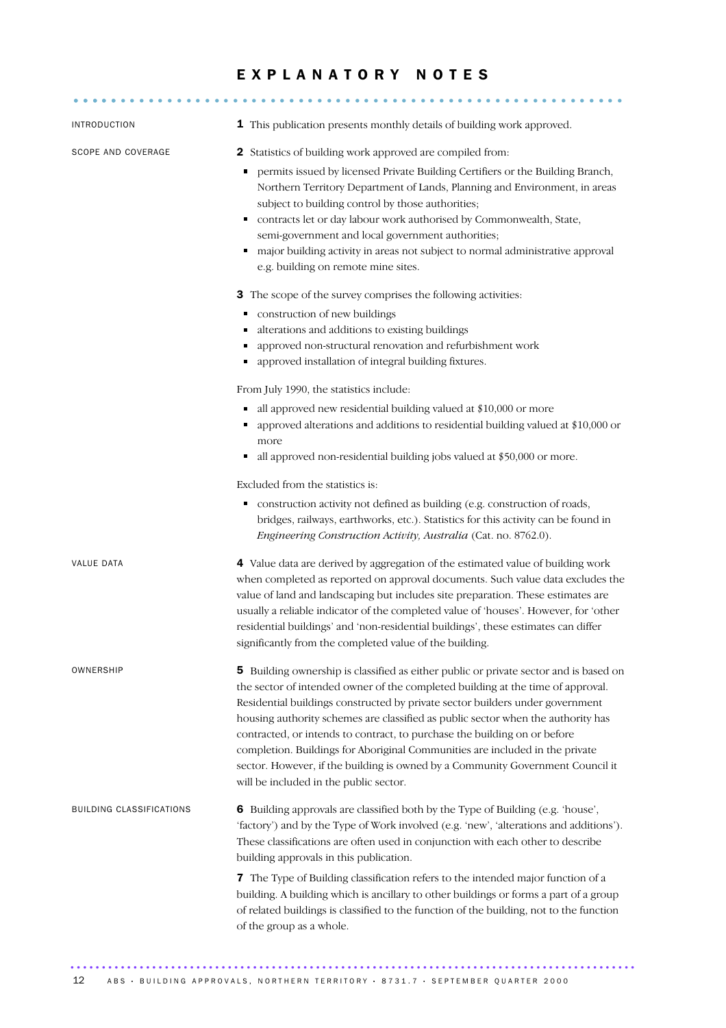# EXPLANATORY NOTES

## INTRODUCTION

**1** This publication presents monthly details of building work approved.

## SCOPE AND COVERAGE

**2** Statistics of building work approved are compiled from:

- permits issued by licensed Private Building Certifiers or the Building Branch, Northern Territory Department of Lands, Planning and Environment, in areas subject to building control by those authorities;
- contracts let or day labour work authorised by Commonwealth, State, semi-government and local government authorities;
- major building activity in areas not subject to normal administrative approval e.g. building on remote mine sites.

**3** The scope of the survey comprises the following activities:

- construction of new buildings
- alterations and additions to existing buildings
- approved non-structural renovation and refurbishment work
- approved installation of integral building fixtures.

From July 1990, the statistics include:

- all approved new residential building valued at $10,000 or more
- approved alterations and additions to residential building valued at $10,000 or more
- all approved non-residential building jobs valued at $50,000 or more.

Excluded from the statistics is:

- construction activity not defined as building (e.g. construction of roads, bridges, railways, earthworks, etc.). Statistics for this activity can be found in *Engineering Construction Activity, Australia* (Cat. no. 8762.0).

## VALUE DATA

**4** Value data are derived by aggregation of the estimated value of building work when completed as reported on approval documents. Such value data excludes the value of land and landscaping but includes site preparation. These estimates are usually a reliable indicator of the completed value of 'houses'. However, for 'other residential buildings' and 'non-residential buildings', these estimates can differ significantly from the completed value of the building.

## OWNERSHIP

**5** Building ownership is classified as either public or private sector and is based on the sector of intended owner of the completed building at the time of approval. Residential buildings constructed by private sector builders under government housing authority schemes are classified as public sector when the authority has contracted, or intends to contract, to purchase the building on or before completion. Buildings for Aboriginal Communities are included in the private sector. However, if the building is owned by a Community Government Council it will be included in the public sector.

## BUILDING CLASSIFICATIONS

**6** Building approvals are classified both by the Type of Building (e.g. 'house', 'factory') and by the Type of Work involved (e.g. 'new', 'alterations and additions'). These classifications are often used in conjunction with each other to describe building approvals in this publication.

**7** The Type of Building classification refers to the intended major function of a building. A building which is ancillary to other buildings or forms a part of a group of related buildings is classified to the function of the building, not to the function of the group as a whole.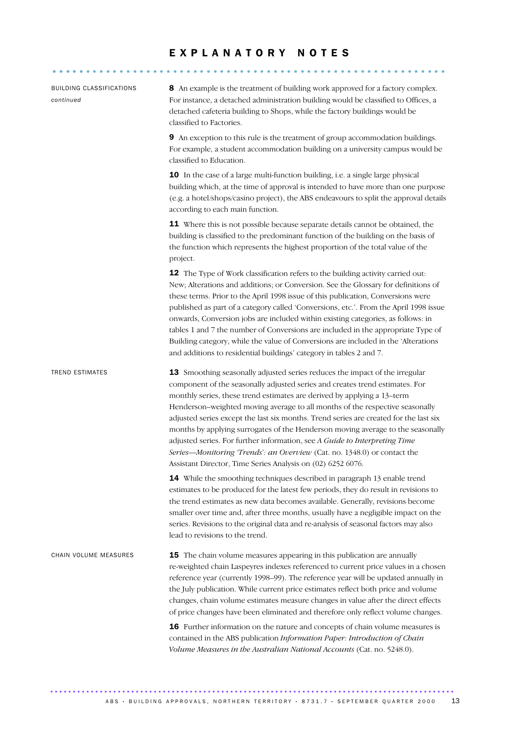# EXPLANATORY NOTES

BUILDING CLASSIFICATIONS *continued*

**8** An example is the treatment of building work approved for a factory complex. For instance, a detached administration building would be classified to Offices, a detached cafeteria building to Shops, while the factory buildings would be classified to Factories.

**9** An exception to this rule is the treatment of group accommodation buildings. For example, a student accommodation building on a university campus would be classified to Education.

**10** In the case of a large multi-function building, i.e. a single large physical building which, at the time of approval is intended to have more than one purpose (e.g. a hotel/shops/casino project), the ABS endeavours to split the approval details according to each main function.

**11** Where this is not possible because separate details cannot be obtained, the building is classified to the predominant function of the building on the basis of the function which represents the highest proportion of the total value of the project.

**12** The Type of Work classification refers to the building activity carried out: New; Alterations and additions; or Conversion. See the Glossary for definitions of these terms. Prior to the April 1998 issue of this publication, Conversions were published as part of a category called 'Conversions, etc.'. From the April 1998 issue onwards, Conversion jobs are included within existing categories, as follows: in tables 1 and 7 the number of Conversions are included in the appropriate Type of Building category, while the value of Conversions are included in the 'Alterations and additions to residential buildings' category in tables 2 and 7.

## TREND ESTIMATES

**13** Smoothing seasonally adjusted series reduces the impact of the irregular component of the seasonally adjusted series and creates trend estimates. For monthly series, these trend estimates are derived by applying a 13–term Henderson–weighted moving average to all months of the respective seasonally adjusted series except the last six months. Trend series are created for the last six months by applying surrogates of the Henderson moving average to the seasonally adjusted series. For further information, see *A Guide to Interpreting Time Series—Monitoring 'Trends': an Overview* (Cat. no. 1348.0) or contact the Assistant Director, Time Series Analysis on (02) 6252 6076.

**14** While the smoothing techniques described in paragraph 13 enable trend estimates to be produced for the latest few periods, they do result in revisions to the trend estimates as new data becomes available. Generally, revisions become smaller over time and, after three months, usually have a negligible impact on the series. Revisions to the original data and re-analysis of seasonal factors may also lead to revisions to the trend.

## CHAIN VOLUME MEASURES

**15** The chain volume measures appearing in this publication are annually re-weighted chain Laspeyres indexes referenced to current price values in a chosen reference year (currently 1998–99). The reference year will be updated annually in the July publication. While current price estimates reflect both price and volume changes, chain volume estimates measure changes in value after the direct effects of price changes have been eliminated and therefore only reflect volume changes.

**16** Further information on the nature and concepts of chain volume measures is contained in the ABS publication *Information Paper: Introduction of Chain Volume Measures in the Australian National Accounts* (Cat. no. 5248.0).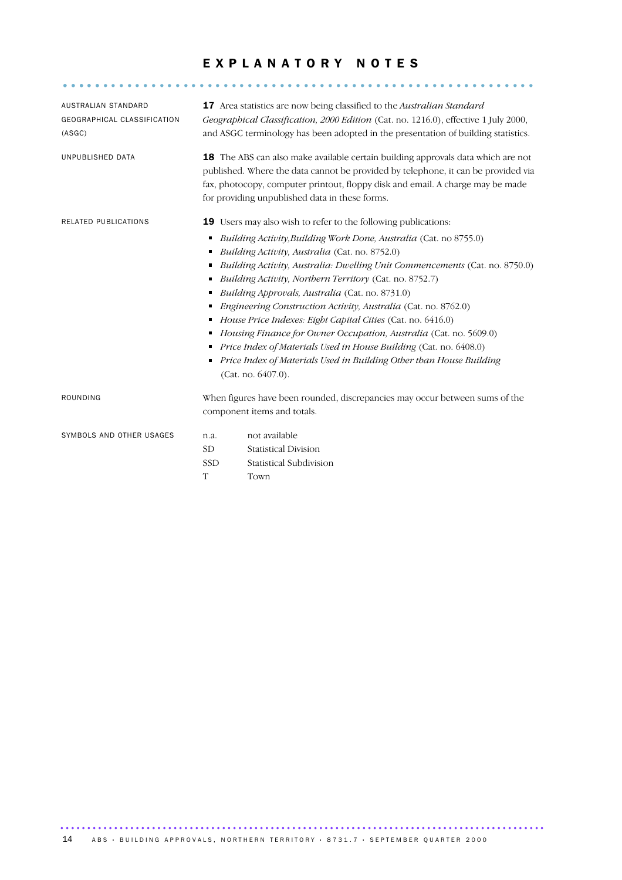# EXPLANATORY NOTES

AUSTRALIAN STANDARD GEOGRAPHICAL CLASSIFICATION (ASGC)

**17** Area statistics are now being classified to the *Australian Standard Geographical Classification, 2000 Edition* (Cat. no. 1216.0), effective 1 July 2000, and ASGC terminology has been adopted in the presentation of building statistics.

UNPUBLISHED DATA

**18** The ABS can also make available certain building approvals data which are not published. Where the data cannot be provided by telephone, it can be provided via fax, photocopy, computer printout, floppy disk and email. A charge may be made for providing unpublished data in these forms.

RELATED PUBLICATIONS

**19** Users may also wish to refer to the following publications:

- *Building Activity,Building Work Done, Australia* (Cat. no 8755.0)
- *Building Activity, Australia* (Cat. no. 8752.0)
- *Building Activity, Australia: Dwelling Unit Commencements* (Cat. no. 8750.0)
- *Building Activity, Northern Territory* (Cat. no. 8752.7)
- *Building Approvals, Australia* (Cat. no. 8731.0)
- *Engineering Construction Activity, Australia* (Cat. no. 8762.0)
- *House Price Indexes: Eight Capital Cities* (Cat. no. 6416.0)
- *Housing Finance for Owner Occupation, Australia* (Cat. no. 5609.0)
- *Price Index of Materials Used in House Building* (Cat. no. 6408.0)
- *Price Index of Materials Used in Building Other than House Building* (Cat. no. 6407.0).

ROUNDING

When figures have been rounded, discrepancies may occur between sums of the component items and totals.

SYMBOLS AND OTHER USAGES

| | |
|---|---|
| n.a. | not available |
| SD | Statistical Division |
| SSD | Statistical Subdivision |
| T | Town |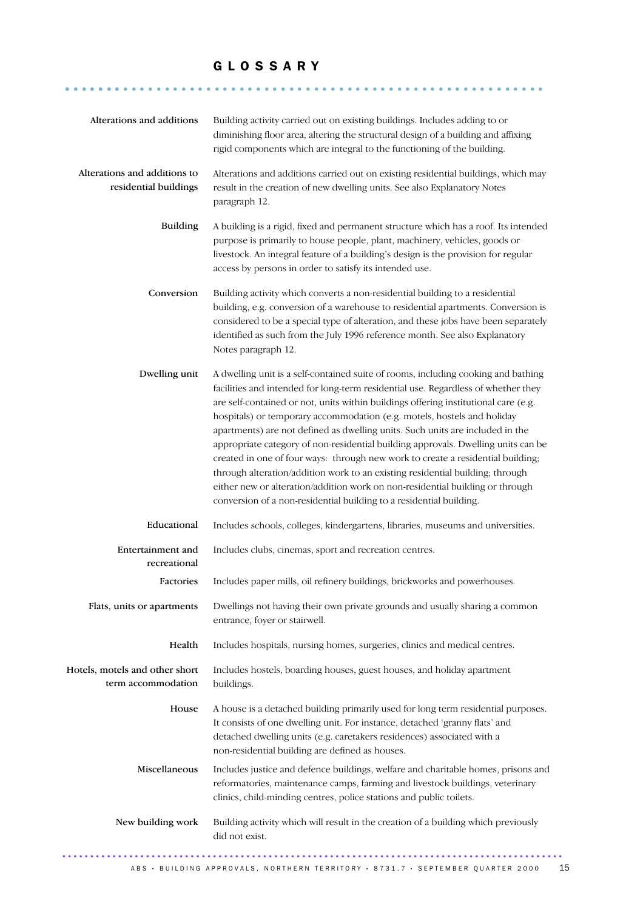# GLOSSARY

**Alterations and additions**
Building activity carried out on existing buildings. Includes adding to or diminishing floor area, altering the structural design of a building and affixing rigid components which are integral to the functioning of the building.

**Alterations and additions to residential buildings**
Alterations and additions carried out on existing residential buildings, which may result in the creation of new dwelling units. See also Explanatory Notes paragraph 12.

**Building**
A building is a rigid, fixed and permanent structure which has a roof. Its intended purpose is primarily to house people, plant, machinery, vehicles, goods or livestock. An integral feature of a building's design is the provision for regular access by persons in order to satisfy its intended use.

**Conversion**
Building activity which converts a non-residential building to a residential building, e.g. conversion of a warehouse to residential apartments. Conversion is considered to be a special type of alteration, and these jobs have been separately identified as such from the July 1996 reference month. See also Explanatory Notes paragraph 12.

**Dwelling unit**
A dwelling unit is a self-contained suite of rooms, including cooking and bathing facilities and intended for long-term residential use. Regardless of whether they are self-contained or not, units within buildings offering institutional care (e.g. hospitals) or temporary accommodation (e.g. motels, hostels and holiday apartments) are not defined as dwelling units. Such units are included in the appropriate category of non-residential building approvals. Dwelling units can be created in one of four ways: through new work to create a residential building; through alteration/addition work to an existing residential building; through either new or alteration/addition work on non-residential building or through conversion of a non-residential building to a residential building.

**Educational**
Includes schools, colleges, kindergartens, libraries, museums and universities.

**Entertainment and recreational**
Includes clubs, cinemas, sport and recreation centres.

**Factories**
Includes paper mills, oil refinery buildings, brickworks and powerhouses.

**Flats, units or apartments**
Dwellings not having their own private grounds and usually sharing a common entrance, foyer or stairwell.

**Health**
Includes hospitals, nursing homes, surgeries, clinics and medical centres.

**Hotels, motels and other short term accommodation**
Includes hostels, boarding houses, guest houses, and holiday apartment buildings.

**House**
A house is a detached building primarily used for long term residential purposes. It consists of one dwelling unit. For instance, detached 'granny flats' and detached dwelling units (e.g. caretakers residences) associated with a non-residential building are defined as houses.

**Miscellaneous**
Includes justice and defence buildings, welfare and charitable homes, prisons and reformatories, maintenance camps, farming and livestock buildings, veterinary clinics, child-minding centres, police stations and public toilets.

**New building work**
Building activity which will result in the creation of a building which previously did not exist.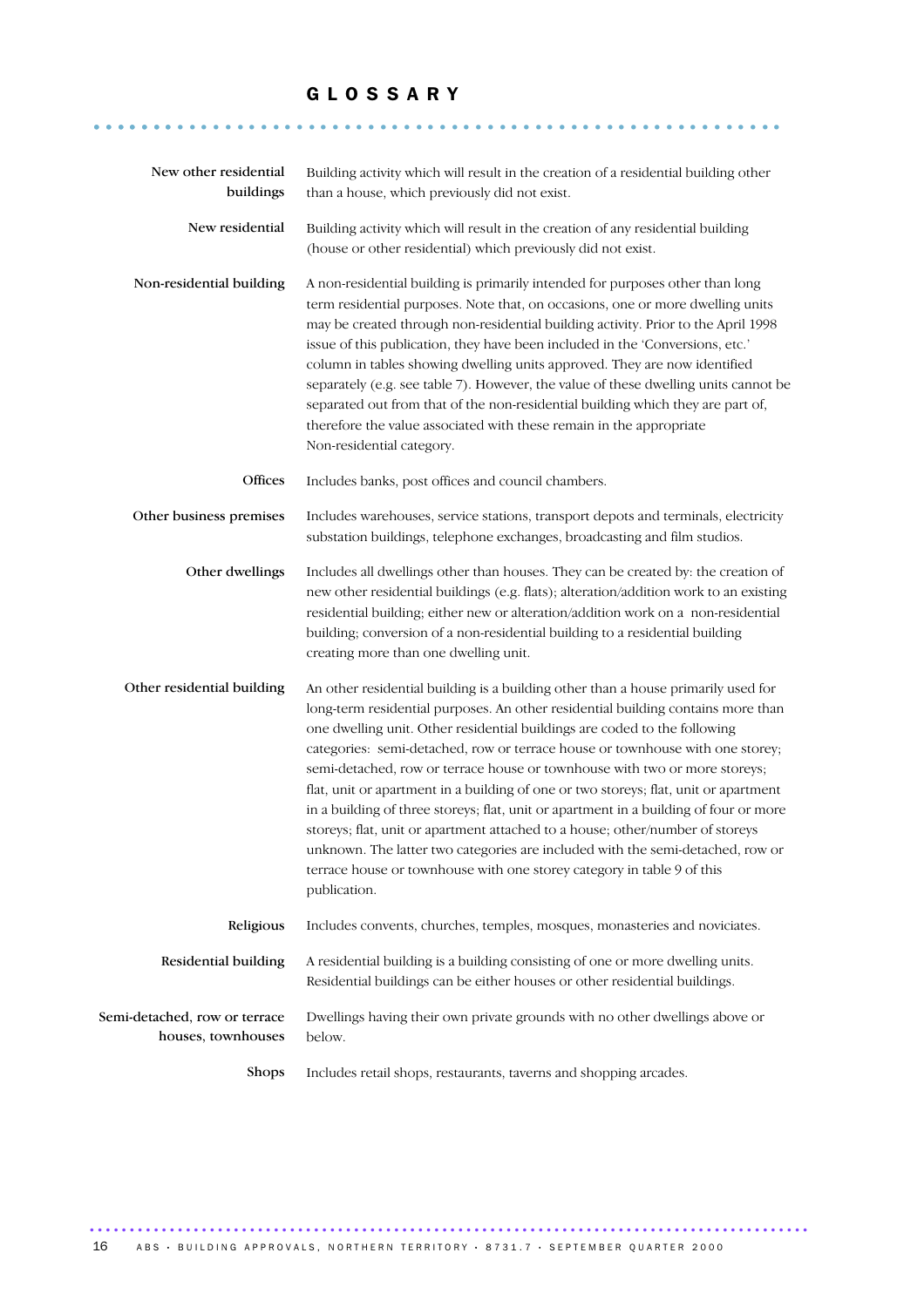# GLOSSARY

**New other residential buildings**
Building activity which will result in the creation of a residential building other than a house, which previously did not exist.

**New residential**
Building activity which will result in the creation of any residential building (house or other residential) which previously did not exist.

**Non-residential building**
A non-residential building is primarily intended for purposes other than long term residential purposes. Note that, on occasions, one or more dwelling units may be created through non-residential building activity. Prior to the April 1998 issue of this publication, they have been included in the 'Conversions, etc.' column in tables showing dwelling units approved. They are now identified separately (e.g. see table 7). However, the value of these dwelling units cannot be separated out from that of the non-residential building which they are part of, therefore the value associated with these remain in the appropriate Non-residential category.

**Offices**
Includes banks, post offices and council chambers.

**Other business premises**
Includes warehouses, service stations, transport depots and terminals, electricity substation buildings, telephone exchanges, broadcasting and film studios.

**Other dwellings**
Includes all dwellings other than houses. They can be created by: the creation of new other residential buildings (e.g. flats); alteration/addition work to an existing residential building; either new or alteration/addition work on a non-residential building; conversion of a non-residential building to a residential building creating more than one dwelling unit.

**Other residential building**
An other residential building is a building other than a house primarily used for long-term residential purposes. An other residential building contains more than one dwelling unit. Other residential buildings are coded to the following categories: semi-detached, row or terrace house or townhouse with one storey; semi-detached, row or terrace house or townhouse with two or more storeys; flat, unit or apartment in a building of one or two storeys; flat, unit or apartment in a building of three storeys; flat, unit or apartment in a building of four or more storeys; flat, unit or apartment attached to a house; other/number of storeys unknown. The latter two categories are included with the semi-detached, row or terrace house or townhouse with one storey category in table 9 of this publication.

**Religious**
Includes convents, churches, temples, mosques, monasteries and noviciates.

**Residential building**
A residential building is a building consisting of one or more dwelling units. Residential buildings can be either houses or other residential buildings.

**Semi-detached, row or terrace houses, townhouses**
Dwellings having their own private grounds with no other dwellings above or below.

**Shops**
Includes retail shops, restaurants, taverns and shopping arcades.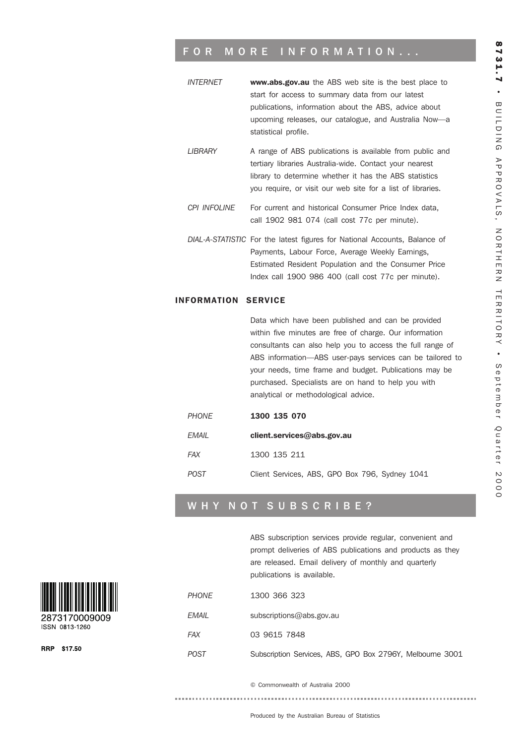## FOR MORE INFORMATION...

| | |
|---|---|
| *INTERNET* | **www.abs.gov.au** the ABS web site is the best place to start for access to summary data from our latest publications, information about the ABS, advice about upcoming releases, our catalogue, and Australia Now—a statistical profile. |
| *LIBRARY* | A range of ABS publications is available from public and tertiary libraries Australia-wide. Contact your nearest library to determine whether it has the ABS statistics you require, or visit our web site for a list of libraries. |
| *CPI INFOLINE* | For current and historical Consumer Price Index data, call 1902 981 074 (call cost 77c per minute). |
| *DIAL-A-STATISTIC* | For the latest figures for National Accounts, Balance of Payments, Labour Force, Average Weekly Earnings, Estimated Resident Population and the Consumer Price Index call 1900 986 400 (call cost 77c per minute). |

### INFORMATION SERVICE

Data which have been published and can be provided within five minutes are free of charge. Our information consultants can also help you to access the full range of ABS information—ABS user-pays services can be tailored to your needs, time frame and budget. Publications may be purchased. Specialists are on hand to help you with analytical or methodological advice.

| | |
|---|---|
| *PHONE* | **1300 135 070** |
| *EMAIL* | **client.services@abs.gov.au** |
| *FAX* | 1300 135 211 |
| *POST* | Client Services, ABS, GPO Box 796, Sydney 1041 |

## WHY NOT SUBSCRIBE?

ABS subscription services provide regular, convenient and prompt deliveries of ABS publications and products as they are released. Email delivery of monthly and quarterly publications is available.

| | |
|---|---|
| *PHONE* | 1300 366 323 |
| *EMAIL* | subscriptions@abs.gov.au |
| *FAX* | 03 9615 7848 |
| *POST* | Subscription Services, ABS, GPO Box 2796Y, Melbourne 3001 |

2873170009009
ISSN 0813-1260

**RRP $17.50**

© Commonwealth of Australia 2000

Produced by the Australian Bureau of Statistics